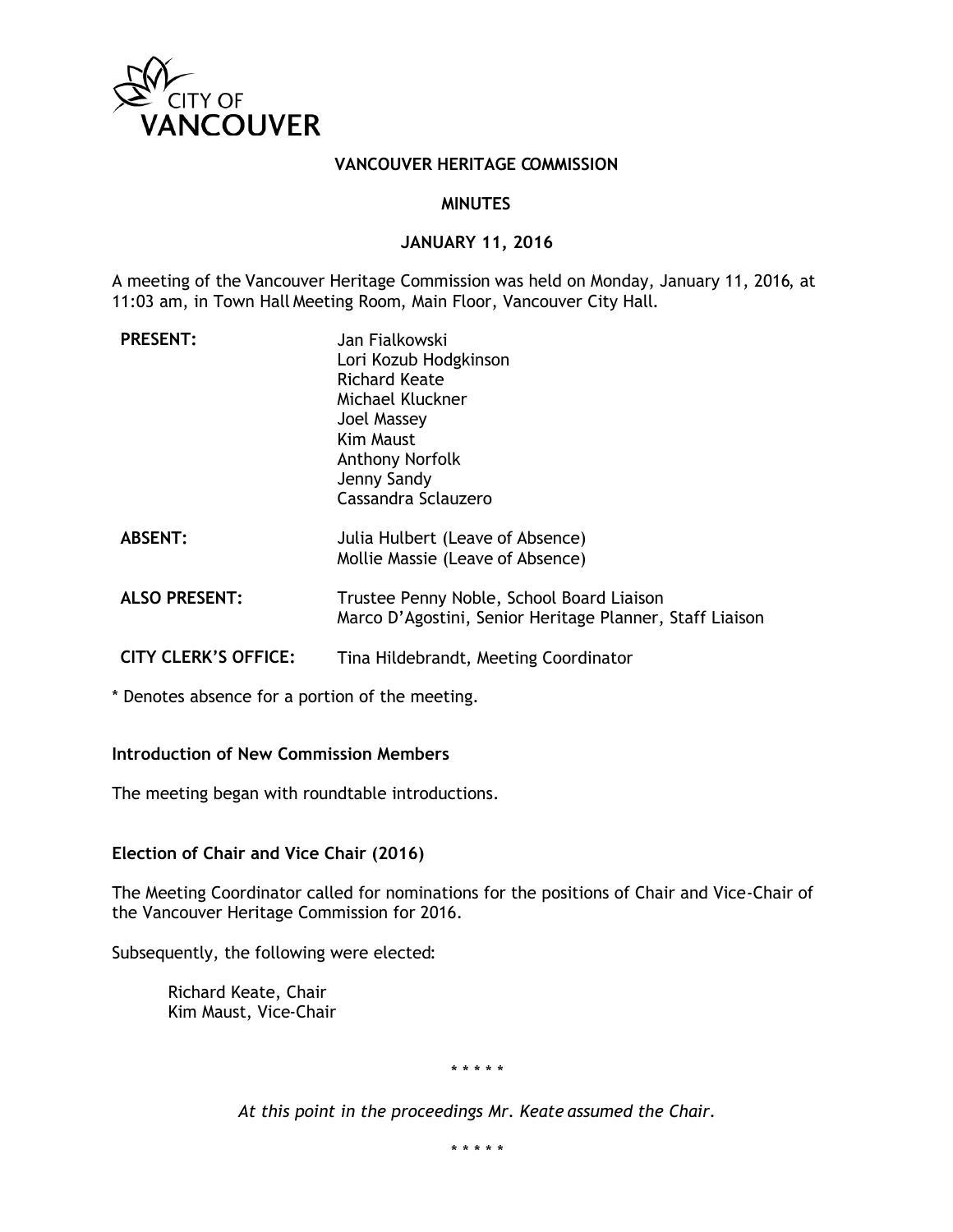CITY OF VANCOUVER

# VANCOUVER HERITAGE COMMISSION

## MINUTES

## JANUARY 11, 2016

A meeting of the Vancouver Heritage Commission was held on Monday, January 11, 2016, at 11:03 am, in Town Hall Meeting Room, Main Floor, Vancouver City Hall.

| | |
|---|---|
| **PRESENT:** | Jan Fialkowski<br>Lori Kozub Hodgkinson<br>Richard Keate<br>Michael Kluckner<br>Joel Massey<br>Kim Maust<br>Anthony Norfolk<br>Jenny Sandy<br>Cassandra Sclauzero |
| **ABSENT:** | Julia Hulbert (Leave of Absence)<br>Mollie Massie (Leave of Absence) |
| **ALSO PRESENT:** | Trustee Penny Noble, School Board Liaison<br>Marco D'Agostini, Senior Heritage Planner, Staff Liaison |
| **CITY CLERK'S OFFICE:** | Tina Hildebrandt, Meeting Coordinator |

* Denotes absence for a portion of the meeting.

**Introduction of New Commission Members**

The meeting began with roundtable introductions.

**Election of Chair and Vice Chair (2016)**

The Meeting Coordinator called for nominations for the positions of Chair and Vice-Chair of the Vancouver Heritage Commission for 2016.

Subsequently, the following were elected:

Richard Keate, Chair
Kim Maust, Vice-Chair

* * * * *

*At this point in the proceedings Mr. Keate assumed the Chair.*

* * * * *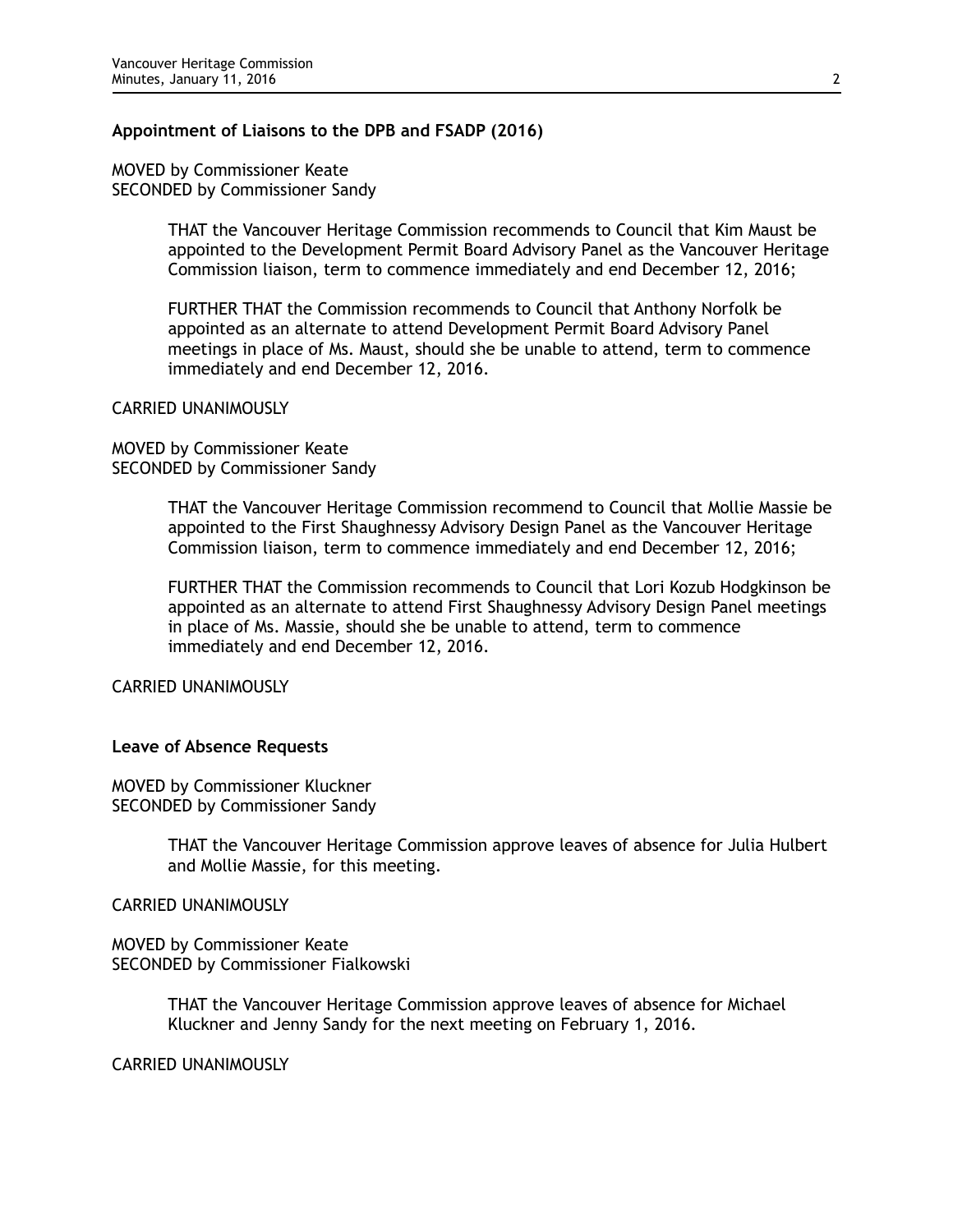### Appointment of Liaisons to the DPB and FSADP (2016)

MOVED by Commissioner Keate
SECONDED by Commissioner Sandy

> THAT the Vancouver Heritage Commission recommends to Council that Kim Maust be appointed to the Development Permit Board Advisory Panel as the Vancouver Heritage Commission liaison, term to commence immediately and end December 12, 2016;
>
> FURTHER THAT the Commission recommends to Council that Anthony Norfolk be appointed as an alternate to attend Development Permit Board Advisory Panel meetings in place of Ms. Maust, should she be unable to attend, term to commence immediately and end December 12, 2016.

CARRIED UNANIMOUSLY

MOVED by Commissioner Keate
SECONDED by Commissioner Sandy

> THAT the Vancouver Heritage Commission recommend to Council that Mollie Massie be appointed to the First Shaughnessy Advisory Design Panel as the Vancouver Heritage Commission liaison, term to commence immediately and end December 12, 2016;
>
> FURTHER THAT the Commission recommends to Council that Lori Kozub Hodgkinson be appointed as an alternate to attend First Shaughnessy Advisory Design Panel meetings in place of Ms. Massie, should she be unable to attend, term to commence immediately and end December 12, 2016.

CARRIED UNANIMOUSLY

### Leave of Absence Requests

MOVED by Commissioner Kluckner
SECONDED by Commissioner Sandy

> THAT the Vancouver Heritage Commission approve leaves of absence for Julia Hulbert and Mollie Massie, for this meeting.

CARRIED UNANIMOUSLY

MOVED by Commissioner Keate
SECONDED by Commissioner Fialkowski

> THAT the Vancouver Heritage Commission approve leaves of absence for Michael Kluckner and Jenny Sandy for the next meeting on February 1, 2016.

CARRIED UNANIMOUSLY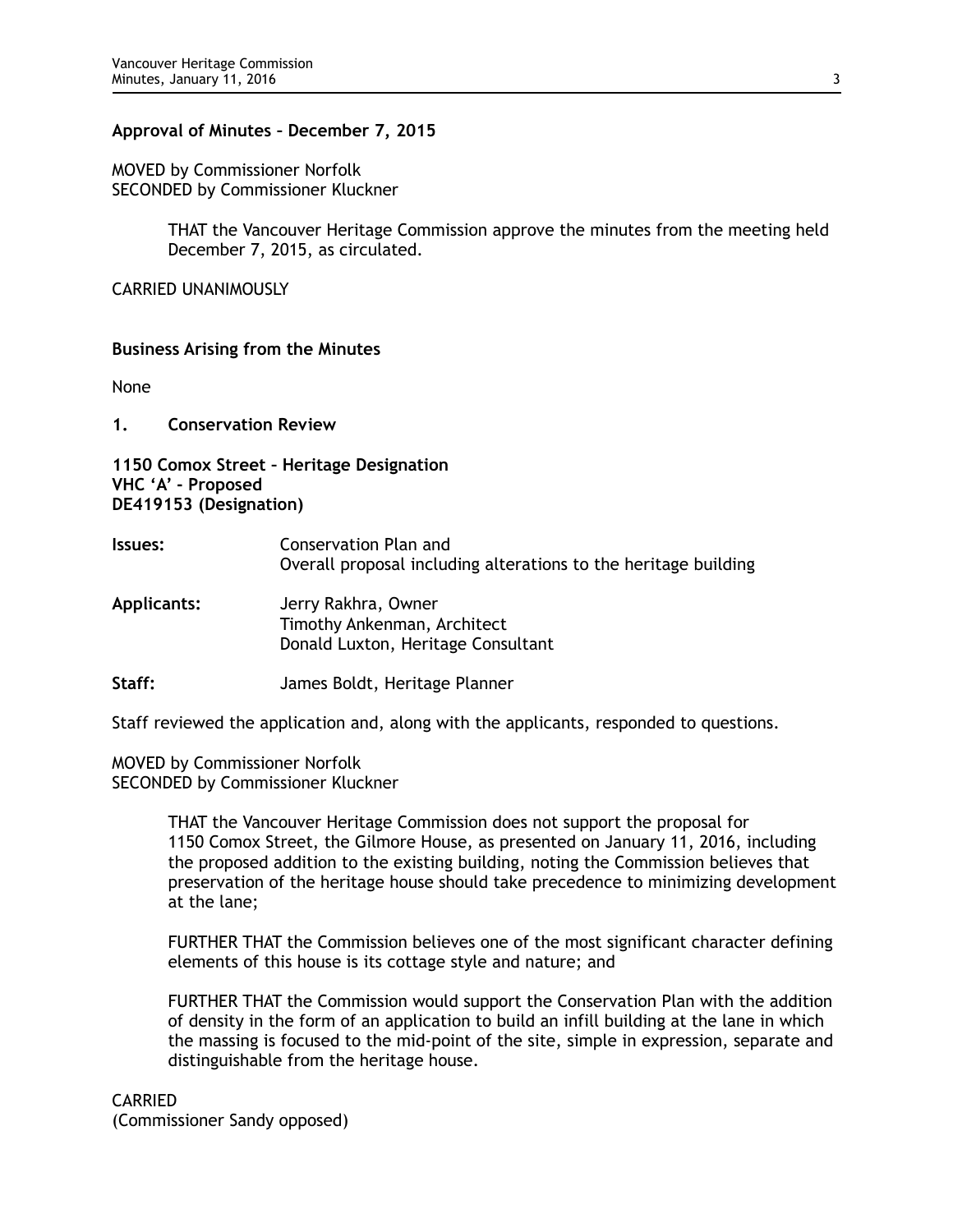**Approval of Minutes – December 7, 2015**

MOVED by Commissioner Norfolk
SECONDED by Commissioner Kluckner

> THAT the Vancouver Heritage Commission approve the minutes from the meeting held December 7, 2015, as circulated.

CARRIED UNANIMOUSLY

**Business Arising from the Minutes**

None

**1. Conservation Review**

**1150 Comox Street – Heritage Designation**
**VHC 'A' - Proposed**
**DE419153 (Designation)**

**Issues:** Conservation Plan and
Overall proposal including alterations to the heritage building

**Applicants:** Jerry Rakhra, Owner
Timothy Ankenman, Architect
Donald Luxton, Heritage Consultant

**Staff:** James Boldt, Heritage Planner

Staff reviewed the application and, along with the applicants, responded to questions.

MOVED by Commissioner Norfolk
SECONDED by Commissioner Kluckner

> THAT the Vancouver Heritage Commission does not support the proposal for 1150 Comox Street, the Gilmore House, as presented on January 11, 2016, including the proposed addition to the existing building, noting the Commission believes that preservation of the heritage house should take precedence to minimizing development at the lane;
>
> FURTHER THAT the Commission believes one of the most significant character defining elements of this house is its cottage style and nature; and
>
> FURTHER THAT the Commission would support the Conservation Plan with the addition of density in the form of an application to build an infill building at the lane in which the massing is focused to the mid-point of the site, simple in expression, separate and distinguishable from the heritage house.

CARRIED
(Commissioner Sandy opposed)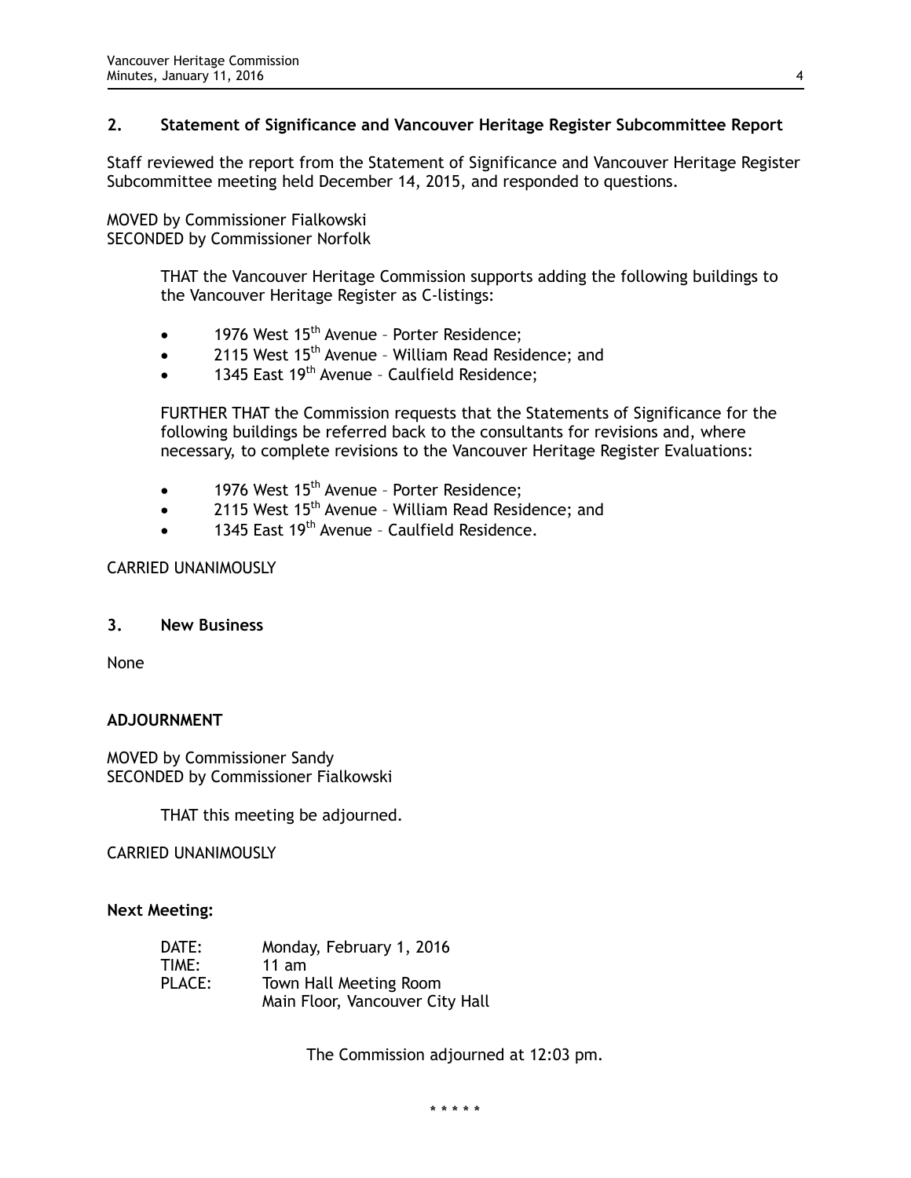## 2. Statement of Significance and Vancouver Heritage Register Subcommittee Report

Staff reviewed the report from the Statement of Significance and Vancouver Heritage Register Subcommittee meeting held December 14, 2015, and responded to questions.

MOVED by Commissioner Fialkowski
SECONDED by Commissioner Norfolk

> THAT the Vancouver Heritage Commission supports adding the following buildings to the Vancouver Heritage Register as C-listings:
>
> - 1976 West 15th Avenue – Porter Residence;
> - 2115 West 15th Avenue – William Read Residence; and
> - 1345 East 19th Avenue – Caulfield Residence;
>
> FURTHER THAT the Commission requests that the Statements of Significance for the following buildings be referred back to the consultants for revisions and, where necessary, to complete revisions to the Vancouver Heritage Register Evaluations:
>
> - 1976 West 15th Avenue – Porter Residence;
> - 2115 West 15th Avenue – William Read Residence; and
> - 1345 East 19th Avenue – Caulfield Residence.

CARRIED UNANIMOUSLY

## 3. New Business

None

## ADJOURNMENT

MOVED by Commissioner Sandy
SECONDED by Commissioner Fialkowski

> THAT this meeting be adjourned.

CARRIED UNANIMOUSLY

**Next Meeting:**

DATE: Monday, February 1, 2016
TIME: 11 am
PLACE: Town Hall Meeting Room
Main Floor, Vancouver City Hall

The Commission adjourned at 12:03 pm.

\* \* \* \* \*